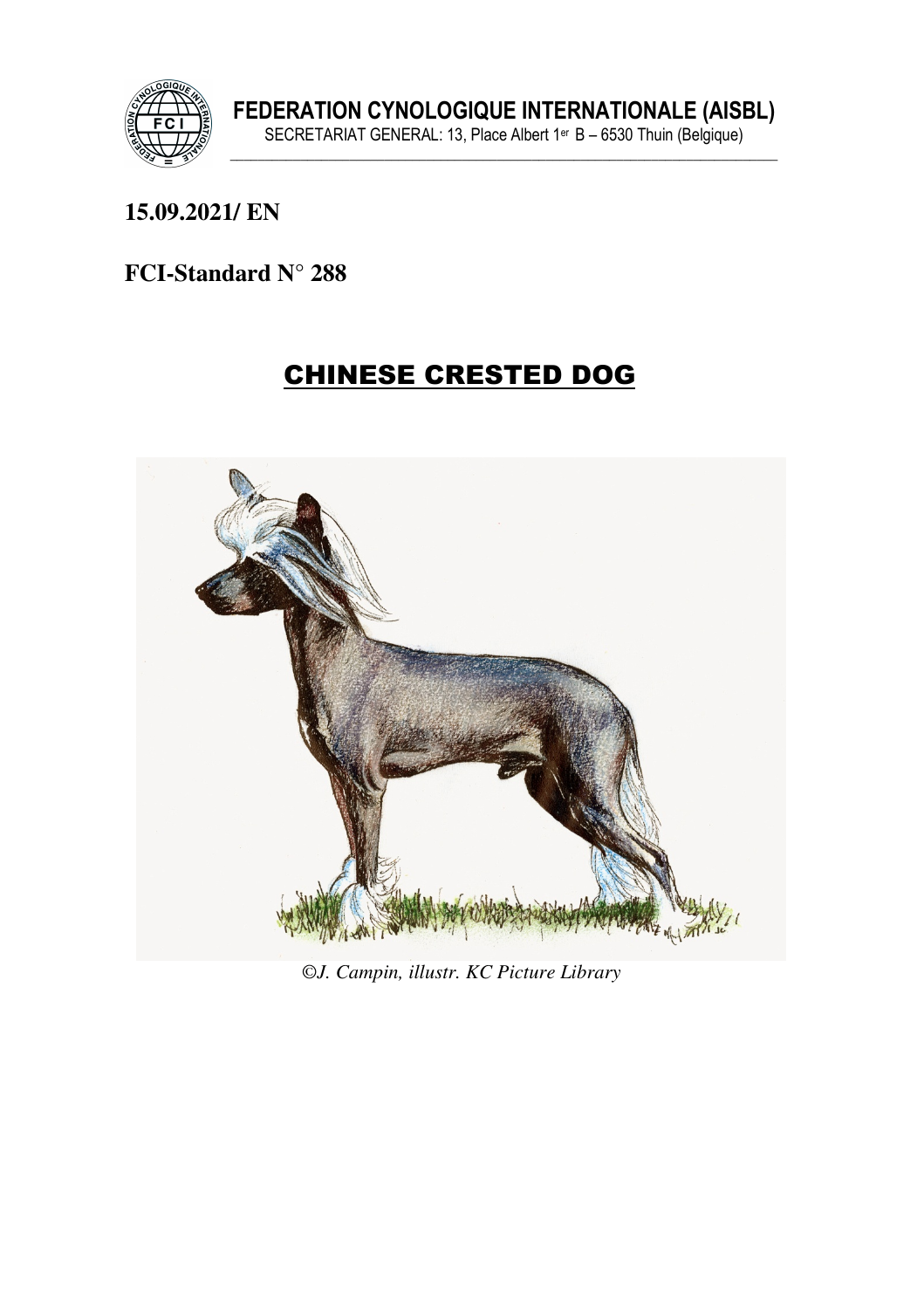**FEDERATION CYNOLOGIQUE INTERNATIONALE (AISBL)**

SECRETARIAT GENERAL: 13, Place Albert 1er B – 6530 Thuin (Belgique)

**15.09.2021/ EN**

**FCI-Standard N° 288**

# CHINESE CRESTED DOG

*©J. Campin, illustr. KC Picture Library*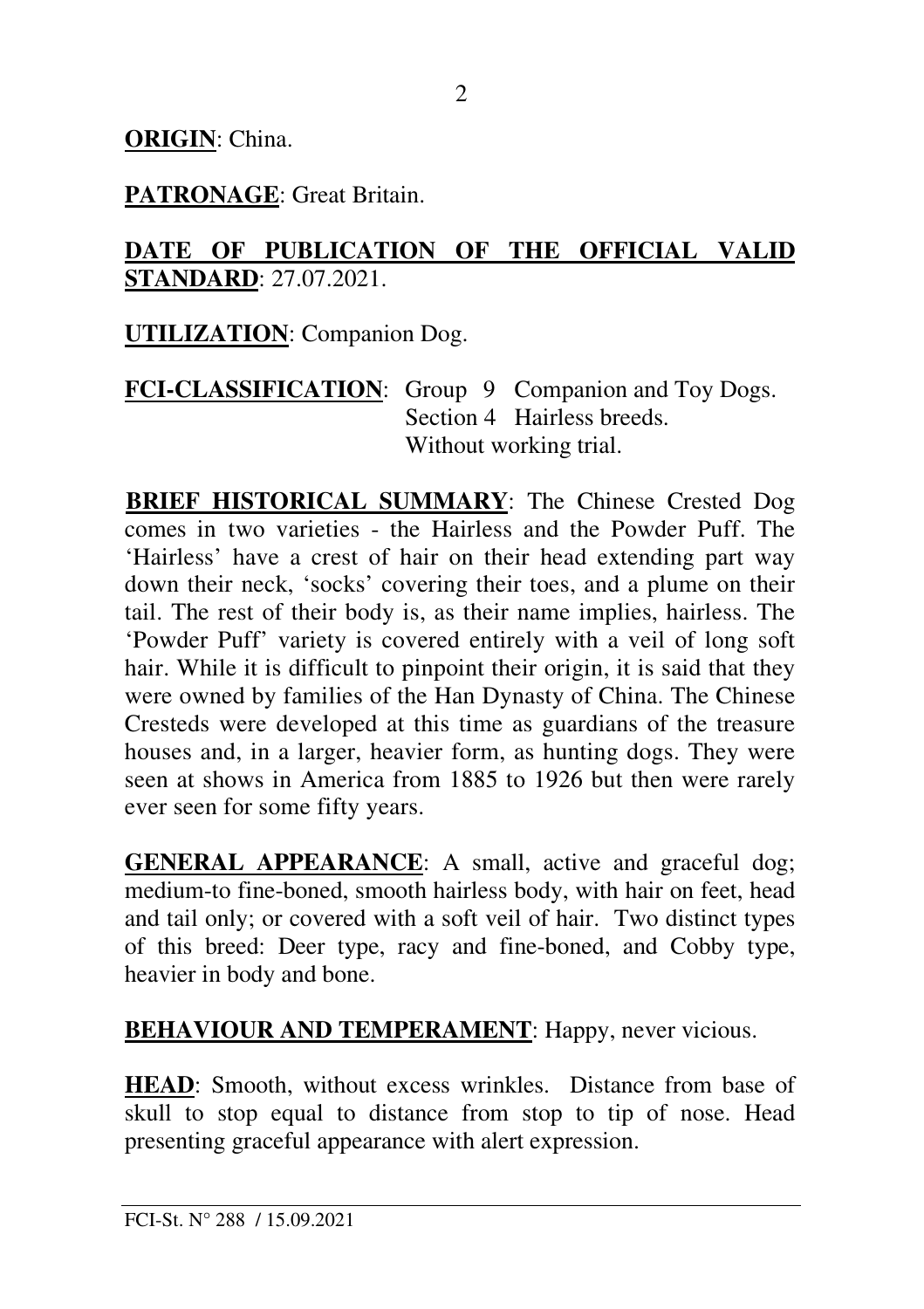**ORIGIN**: China.

**PATRONAGE**: Great Britain.

**DATE OF PUBLICATION OF THE OFFICIAL VALID STANDARD**: 27.07.2021.

**UTILIZATION**: Companion Dog.

**FCI-CLASSIFICATION**: Group 9 Companion and Toy Dogs.
Section 4 Hairless breeds.
Without working trial.

**BRIEF HISTORICAL SUMMARY**: The Chinese Crested Dog comes in two varieties - the Hairless and the Powder Puff. The 'Hairless' have a crest of hair on their head extending part way down their neck, 'socks' covering their toes, and a plume on their tail. The rest of their body is, as their name implies, hairless. The 'Powder Puff' variety is covered entirely with a veil of long soft hair. While it is difficult to pinpoint their origin, it is said that they were owned by families of the Han Dynasty of China. The Chinese Cresteds were developed at this time as guardians of the treasure houses and, in a larger, heavier form, as hunting dogs. They were seen at shows in America from 1885 to 1926 but then were rarely ever seen for some fifty years.

**GENERAL APPEARANCE**: A small, active and graceful dog; medium-to fine-boned, smooth hairless body, with hair on feet, head and tail only; or covered with a soft veil of hair. Two distinct types of this breed: Deer type, racy and fine-boned, and Cobby type, heavier in body and bone.

**BEHAVIOUR AND TEMPERAMENT**: Happy, never vicious.

**HEAD**: Smooth, without excess wrinkles. Distance from base of skull to stop equal to distance from stop to tip of nose. Head presenting graceful appearance with alert expression.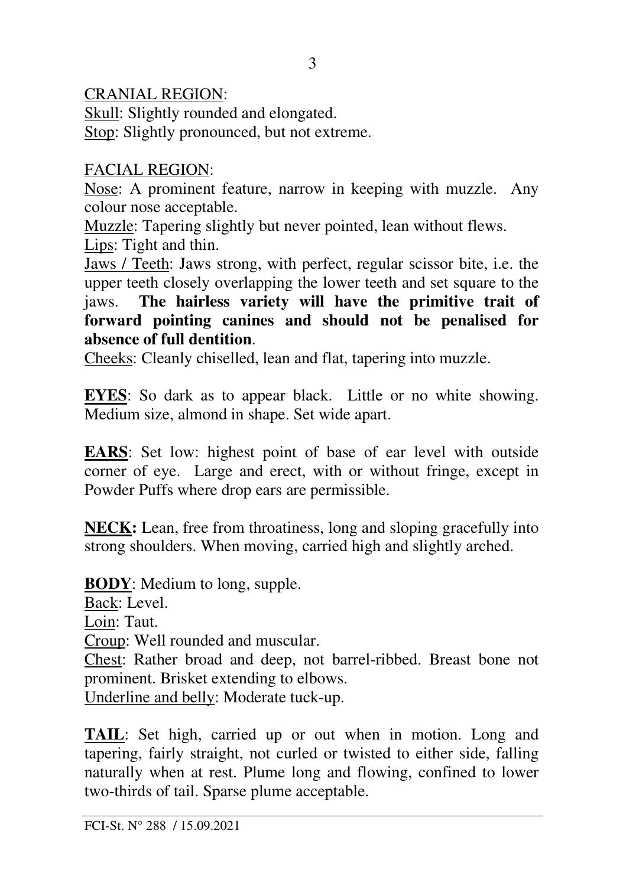CRANIAL REGION:

Skull: Slightly rounded and elongated.
Stop: Slightly pronounced, but not extreme.

FACIAL REGION:

Nose: A prominent feature, narrow in keeping with muzzle. Any colour nose acceptable.
Muzzle: Tapering slightly but never pointed, lean without flews.
Lips: Tight and thin.
Jaws / Teeth: Jaws strong, with perfect, regular scissor bite, i.e. the upper teeth closely overlapping the lower teeth and set square to the jaws. **The hairless variety will have the primitive trait of forward pointing canines and should not be penalised for absence of full dentition**.
Cheeks: Cleanly chiselled, lean and flat, tapering into muzzle.

**EYES**: So dark as to appear black. Little or no white showing. Medium size, almond in shape. Set wide apart.

**EARS**: Set low: highest point of base of ear level with outside corner of eye. Large and erect, with or without fringe, except in Powder Puffs where drop ears are permissible.

**NECK:** Lean, free from throatiness, long and sloping gracefully into strong shoulders. When moving, carried high and slightly arched.

**BODY**: Medium to long, supple.
Back: Level.
Loin: Taut.
Croup: Well rounded and muscular.
Chest: Rather broad and deep, not barrel-ribbed. Breast bone not prominent. Brisket extending to elbows.
Underline and belly: Moderate tuck-up.

**TAIL**: Set high, carried up or out when in motion. Long and tapering, fairly straight, not curled or twisted to either side, falling naturally when at rest. Plume long and flowing, confined to lower two-thirds of tail. Sparse plume acceptable.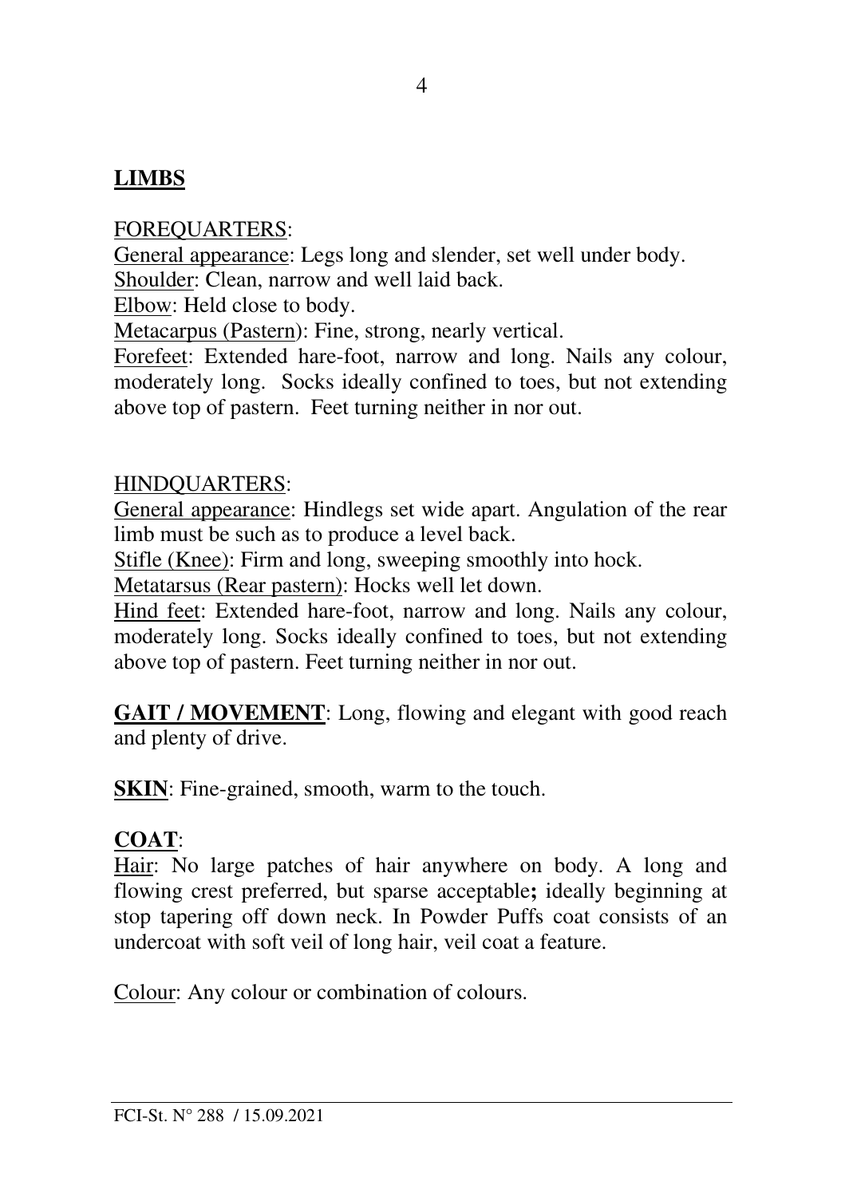## LIMBS

FOREQUARTERS:

General appearance: Legs long and slender, set well under body.
Shoulder: Clean, narrow and well laid back.
Elbow: Held close to body.
Metacarpus (Pastern): Fine, strong, nearly vertical.
Forefeet: Extended hare-foot, narrow and long. Nails any colour, moderately long. Socks ideally confined to toes, but not extending above top of pastern. Feet turning neither in nor out.

HINDQUARTERS:

General appearance: Hindlegs set wide apart. Angulation of the rear limb must be such as to produce a level back.
Stifle (Knee): Firm and long, sweeping smoothly into hock.
Metatarsus (Rear pastern): Hocks well let down.
Hind feet: Extended hare-foot, narrow and long. Nails any colour, moderately long. Socks ideally confined to toes, but not extending above top of pastern. Feet turning neither in nor out.

**GAIT / MOVEMENT**: Long, flowing and elegant with good reach and plenty of drive.

**SKIN**: Fine-grained, smooth, warm to the touch.

**COAT**:

Hair: No large patches of hair anywhere on body. A long and flowing crest preferred, but sparse acceptable**;** ideally beginning at stop tapering off down neck. In Powder Puffs coat consists of an undercoat with soft veil of long hair, veil coat a feature.

Colour: Any colour or combination of colours.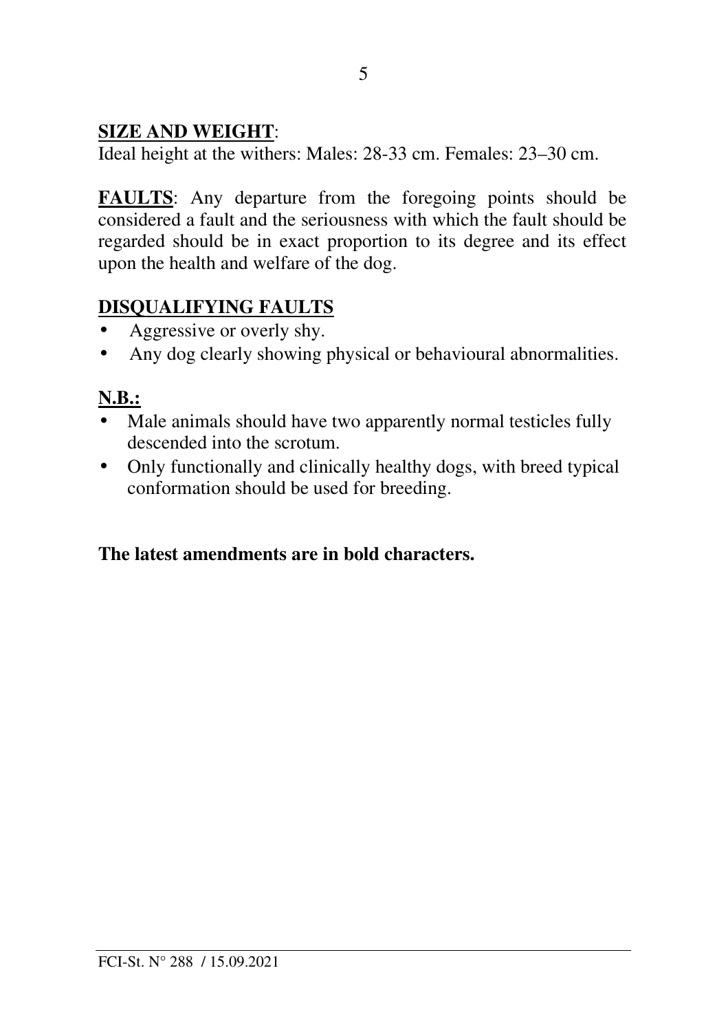**SIZE AND WEIGHT**:
Ideal height at the withers: Males: 28-33 cm. Females: 23–30 cm.

**FAULTS**: Any departure from the foregoing points should be considered a fault and the seriousness with which the fault should be regarded should be in exact proportion to its degree and its effect upon the health and welfare of the dog.

**DISQUALIFYING FAULTS**

- Aggressive or overly shy.
- Any dog clearly showing physical or behavioural abnormalities.

**N.B.:**

- Male animals should have two apparently normal testicles fully descended into the scrotum.
- Only functionally and clinically healthy dogs, with breed typical conformation should be used for breeding.

**The latest amendments are in bold characters.**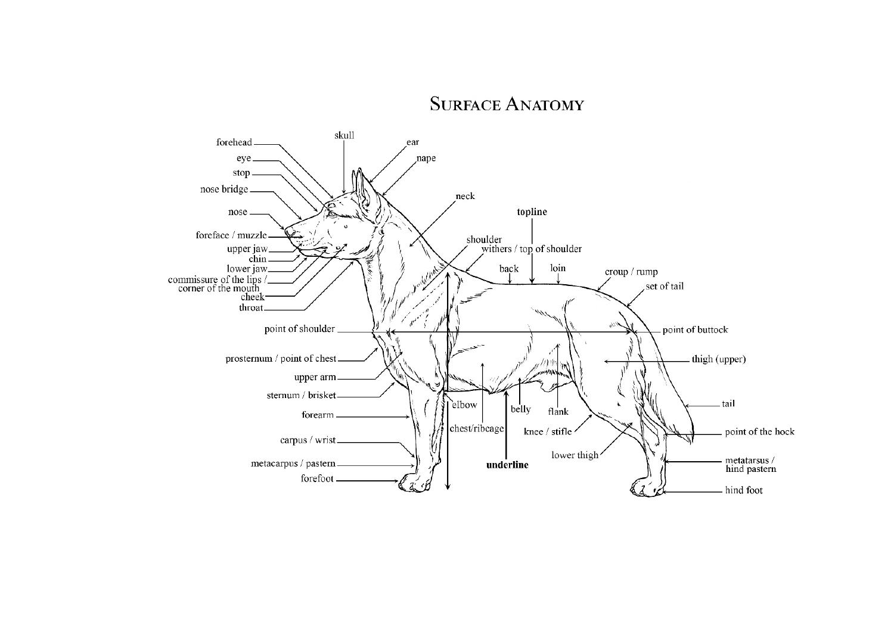# Surface Anatomy

forehead

eye

stop

nose bridge

nose

foreface / muzzle

upper jaw

chin

lower jaw

commissure of the lips / corner of the mouth

cheek

throat

skull

ear

nape

neck

topline

shoulder

withers / top of shoulder

back

loin

croup / rump

set of tail

point of shoulder

point of buttock

prosternum / point of chest

thigh (upper)

upper arm

sternum / brisket

tail

forearm

elbow

belly

flank

chest/ribcage

knee / stifle

point of the hock

carpus / wrist

lower thigh

metacarpus / pastern

underline

metatarsus / hind pastern

forefoot

hind foot